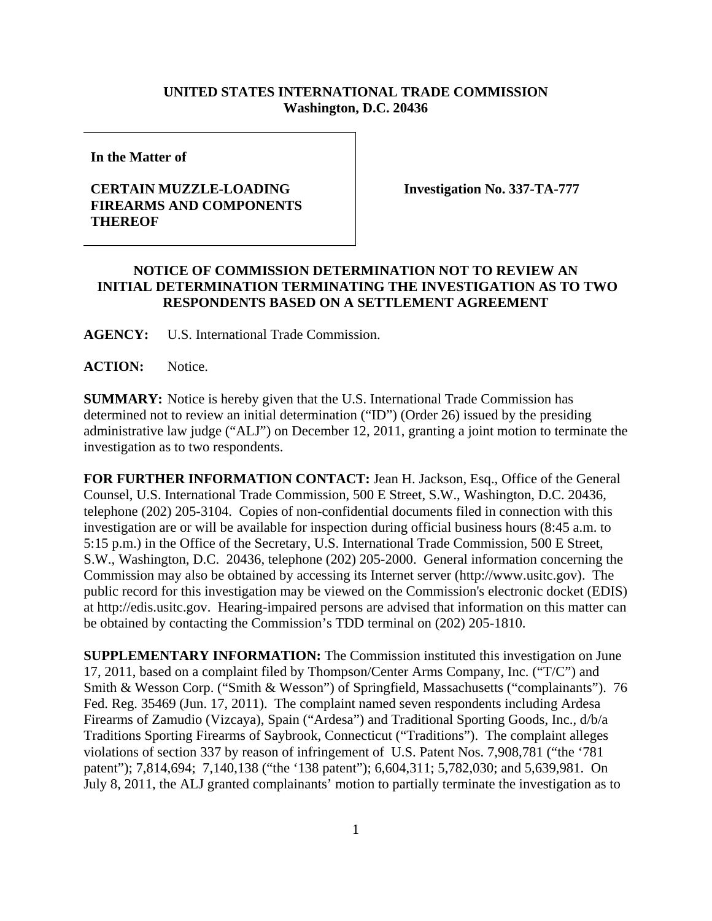**UNITED STATES INTERNATIONAL TRADE COMMISSION**
**Washington, D.C. 20436**

**In the Matter of**

**CERTAIN MUZZLE-LOADING FIREARMS AND COMPONENTS THEREOF**

**Investigation No. 337-TA-777**

**NOTICE OF COMMISSION DETERMINATION NOT TO REVIEW AN INITIAL DETERMINATION TERMINATING THE INVESTIGATION AS TO TWO RESPONDENTS BASED ON A SETTLEMENT AGREEMENT**

**AGENCY:** U.S. International Trade Commission.

**ACTION:** Notice.

**SUMMARY:** Notice is hereby given that the U.S. International Trade Commission has determined not to review an initial determination ("ID") (Order 26) issued by the presiding administrative law judge ("ALJ") on December 12, 2011, granting a joint motion to terminate the investigation as to two respondents.

**FOR FURTHER INFORMATION CONTACT:** Jean H. Jackson, Esq., Office of the General Counsel, U.S. International Trade Commission, 500 E Street, S.W., Washington, D.C. 20436, telephone (202) 205-3104. Copies of non-confidential documents filed in connection with this investigation are or will be available for inspection during official business hours (8:45 a.m. to 5:15 p.m.) in the Office of the Secretary, U.S. International Trade Commission, 500 E Street, S.W., Washington, D.C. 20436, telephone (202) 205-2000. General information concerning the Commission may also be obtained by accessing its Internet server (http://www.usitc.gov). The public record for this investigation may be viewed on the Commission's electronic docket (EDIS) at http://edis.usitc.gov. Hearing-impaired persons are advised that information on this matter can be obtained by contacting the Commission's TDD terminal on (202) 205-1810.

**SUPPLEMENTARY INFORMATION:** The Commission instituted this investigation on June 17, 2011, based on a complaint filed by Thompson/Center Arms Company, Inc. ("T/C") and Smith & Wesson Corp. ("Smith & Wesson") of Springfield, Massachusetts ("complainants"). 76 Fed. Reg. 35469 (Jun. 17, 2011). The complaint named seven respondents including Ardesa Firearms of Zamudio (Vizcaya), Spain ("Ardesa") and Traditional Sporting Goods, Inc., d/b/a Traditions Sporting Firearms of Saybrook, Connecticut ("Traditions"). The complaint alleges violations of section 337 by reason of infringement of U.S. Patent Nos. 7,908,781 ("the '781 patent"); 7,814,694; 7,140,138 ("the '138 patent"); 6,604,311; 5,782,030; and 5,639,981. On July 8, 2011, the ALJ granted complainants' motion to partially terminate the investigation as to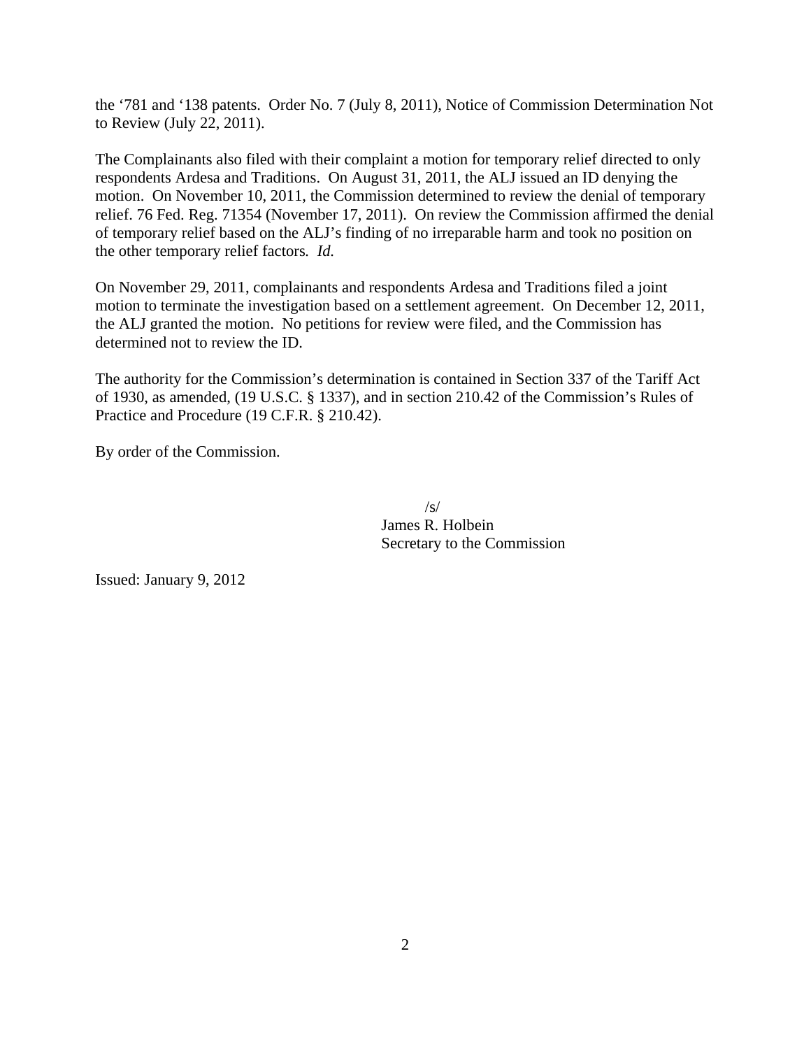the '781 and '138 patents. Order No. 7 (July 8, 2011), Notice of Commission Determination Not to Review (July 22, 2011).

The Complainants also filed with their complaint a motion for temporary relief directed to only respondents Ardesa and Traditions. On August 31, 2011, the ALJ issued an ID denying the motion. On November 10, 2011, the Commission determined to review the denial of temporary relief. 76 Fed. Reg. 71354 (November 17, 2011). On review the Commission affirmed the denial of temporary relief based on the ALJ's finding of no irreparable harm and took no position on the other temporary relief factors. *Id.*

On November 29, 2011, complainants and respondents Ardesa and Traditions filed a joint motion to terminate the investigation based on a settlement agreement. On December 12, 2011, the ALJ granted the motion. No petitions for review were filed, and the Commission has determined not to review the ID.

The authority for the Commission's determination is contained in Section 337 of the Tariff Act of 1930, as amended, (19 U.S.C. § 1337), and in section 210.42 of the Commission's Rules of Practice and Procedure (19 C.F.R. § 210.42).

By order of the Commission.

/s/
James R. Holbein
Secretary to the Commission

Issued: January 9, 2012